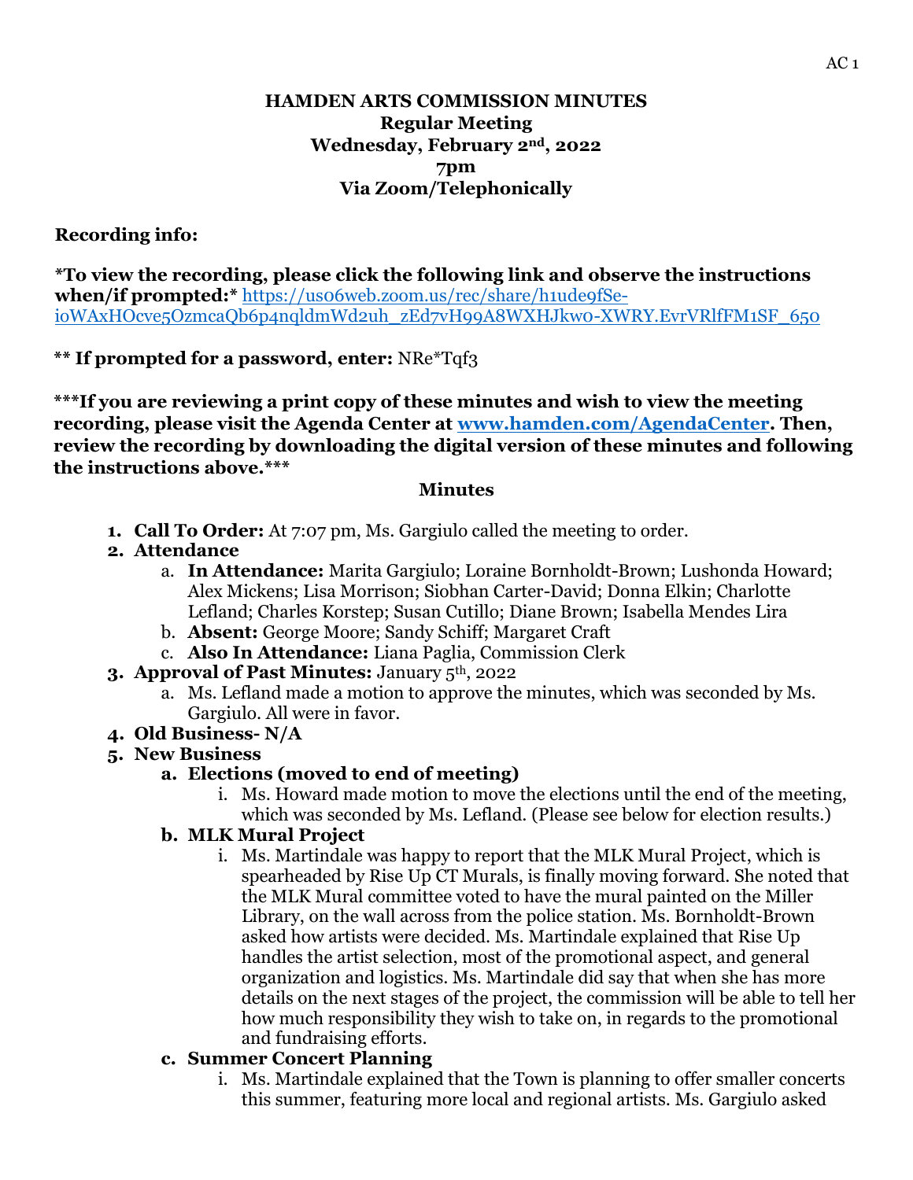# HAMDEN ARTS COMMISSION MINUTES
## Regular Meeting
## Wednesday, February 2nd, 2022
## 7pm
## Via Zoom/Telephonically

**Recording info:**

***To view the recording, please click the following link and observe the instructions when/if prompted:*** https://us06web.zoom.us/rec/share/h1ude9fSe-i0WAxHOcve5OzmcaQb6p4nqldmWd2uh_zEd7vH99A8WXHJkw0-XWRY.EvrVRlfFM1SF_650

**** If prompted for a password, enter:** NRe*Tqf3

*****If you are reviewing a print copy of these minutes and wish to view the meeting recording, please visit the Agenda Center at [www.hamden.com/AgendaCenter](www.hamden.com/AgendaCenter). Then, review the recording by downloading the digital version of these minutes and following the instructions above.*****

**Minutes**

1. **Call To Order:** At 7:07 pm, Ms. Gargiulo called the meeting to order.
2. **Attendance**
   a. **In Attendance:** Marita Gargiulo; Loraine Bornholdt-Brown; Lushonda Howard; Alex Mickens; Lisa Morrison; Siobhan Carter-David; Donna Elkin; Charlotte Lefland; Charles Korstep; Susan Cutillo; Diane Brown; Isabella Mendes Lira
   b. **Absent:** George Moore; Sandy Schiff; Margaret Craft
   c. **Also In Attendance:** Liana Paglia, Commission Clerk
3. **Approval of Past Minutes:** January 5th, 2022
   a. Ms. Lefland made a motion to approve the minutes, which was seconded by Ms. Gargiulo. All were in favor.
4. **Old Business- N/A**
5. **New Business**
   a. **Elections (moved to end of meeting)**
      i. Ms. Howard made motion to move the elections until the end of the meeting, which was seconded by Ms. Lefland. (Please see below for election results.)
   b. **MLK Mural Project**
      i. Ms. Martindale was happy to report that the MLK Mural Project, which is spearheaded by Rise Up CT Murals, is finally moving forward. She noted that the MLK Mural committee voted to have the mural painted on the Miller Library, on the wall across from the police station. Ms. Bornholdt-Brown asked how artists were decided. Ms. Martindale explained that Rise Up handles the artist selection, most of the promotional aspect, and general organization and logistics. Ms. Martindale did say that when she has more details on the next stages of the project, the commission will be able to tell her how much responsibility they wish to take on, in regards to the promotional and fundraising efforts.
   c. **Summer Concert Planning**
      i. Ms. Martindale explained that the Town is planning to offer smaller concerts this summer, featuring more local and regional artists. Ms. Gargiulo asked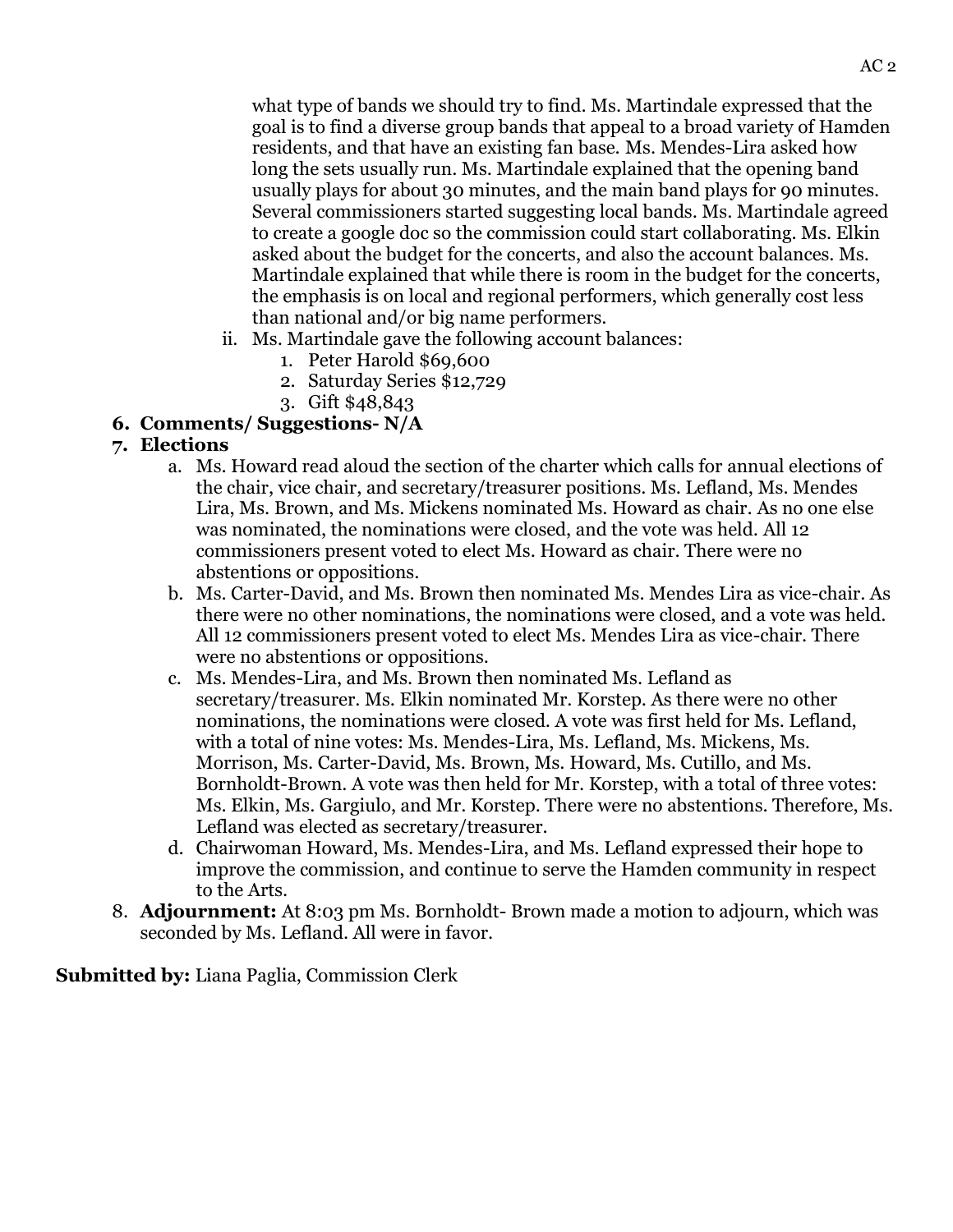what type of bands we should try to find. Ms. Martindale expressed that the goal is to find a diverse group bands that appeal to a broad variety of Hamden residents, and that have an existing fan base. Ms. Mendes-Lira asked how long the sets usually run. Ms. Martindale explained that the opening band usually plays for about 30 minutes, and the main band plays for 90 minutes. Several commissioners started suggesting local bands. Ms. Martindale agreed to create a google doc so the commission could start collaborating. Ms. Elkin asked about the budget for the concerts, and also the account balances. Ms. Martindale explained that while there is room in the budget for the concerts, the emphasis is on local and regional performers, which generally cost less than national and/or big name performers.

ii. Ms. Martindale gave the following account balances:
   1. Peter Harold $69,600
   2. Saturday Series $12,729
   3. Gift $48,843

**6. Comments/ Suggestions- N/A**

**7. Elections**

a. Ms. Howard read aloud the section of the charter which calls for annual elections of the chair, vice chair, and secretary/treasurer positions. Ms. Lefland, Ms. Mendes Lira, Ms. Brown, and Ms. Mickens nominated Ms. Howard as chair. As no one else was nominated, the nominations were closed, and the vote was held. All 12 commissioners present voted to elect Ms. Howard as chair. There were no abstentions or oppositions.

b. Ms. Carter-David, and Ms. Brown then nominated Ms. Mendes Lira as vice-chair. As there were no other nominations, the nominations were closed, and a vote was held. All 12 commissioners present voted to elect Ms. Mendes Lira as vice-chair. There were no abstentions or oppositions.

c. Ms. Mendes-Lira, and Ms. Brown then nominated Ms. Lefland as secretary/treasurer. Ms. Elkin nominated Mr. Korstep. As there were no other nominations, the nominations were closed. A vote was first held for Ms. Lefland, with a total of nine votes: Ms. Mendes-Lira, Ms. Lefland, Ms. Mickens, Ms. Morrison, Ms. Carter-David, Ms. Brown, Ms. Howard, Ms. Cutillo, and Ms. Bornholdt-Brown. A vote was then held for Mr. Korstep, with a total of three votes: Ms. Elkin, Ms. Gargiulo, and Mr. Korstep. There were no abstentions. Therefore, Ms. Lefland was elected as secretary/treasurer.

d. Chairwoman Howard, Ms. Mendes-Lira, and Ms. Lefland expressed their hope to improve the commission, and continue to serve the Hamden community in respect to the Arts.

8. **Adjournment:** At 8:03 pm Ms. Bornholdt- Brown made a motion to adjourn, which was seconded by Ms. Lefland. All were in favor.

**Submitted by:** Liana Paglia, Commission Clerk